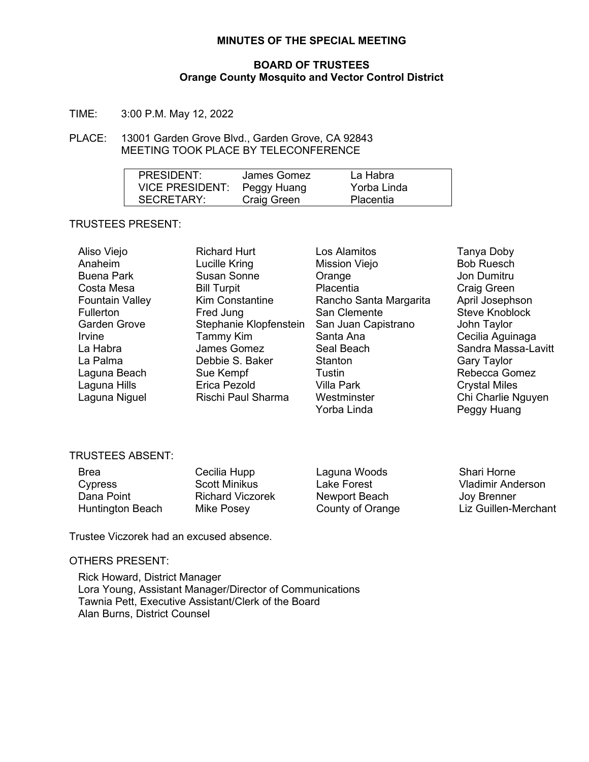# MINUTES OF THE SPECIAL MEETING

## BOARD OF TRUSTEES
## Orange County Mosquito and Vector Control District

TIME: 3:00 P.M. May 12, 2022

PLACE: 13001 Garden Grove Blvd., Garden Grove, CA 92843
MEETING TOOK PLACE BY TELECONFERENCE

| | | |
|---|---|---|
| PRESIDENT: | James Gomez | La Habra |
| VICE PRESIDENT: | Peggy Huang | Yorba Linda |
| SECRETARY: | Craig Green | Placentia |

TRUSTEES PRESENT:

| | | | |
|---|---|---|---|
| Aliso Viejo | Richard Hurt | Los Alamitos | Tanya Doby |
| Anaheim | Lucille Kring | Mission Viejo | Bob Ruesch |
| Buena Park | Susan Sonne | Orange | Jon Dumitru |
| Costa Mesa | Bill Turpit | Placentia | Craig Green |
| Fountain Valley | Kim Constantine | Rancho Santa Margarita | April Josephson |
| Fullerton | Fred Jung | San Clemente | Steve Knoblock |
| Garden Grove | Stephanie Klopfenstein | San Juan Capistrano | John Taylor |
| Irvine | Tammy Kim | Santa Ana | Cecilia Aguinaga |
| La Habra | James Gomez | Seal Beach | Sandra Massa-Lavitt |
| La Palma | Debbie S. Baker | Stanton | Gary Taylor |
| Laguna Beach | Sue Kempf | Tustin | Rebecca Gomez |
| Laguna Hills | Erica Pezold | Villa Park | Crystal Miles |
| Laguna Niguel | Rischi Paul Sharma | Westminster | Chi Charlie Nguyen |
| | | Yorba Linda | Peggy Huang |

TRUSTEES ABSENT:

| | | | |
|---|---|---|---|
| Brea | Cecilia Hupp | Laguna Woods | Shari Horne |
| Cypress | Scott Minikus | Lake Forest | Vladimir Anderson |
| Dana Point | Richard Viczorek | Newport Beach | Joy Brenner |
| Huntington Beach | Mike Posey | County of Orange | Liz Guillen-Merchant |

Trustee Viczorek had an excused absence.

OTHERS PRESENT:

Rick Howard, District Manager
Lora Young, Assistant Manager/Director of Communications
Tawnia Pett, Executive Assistant/Clerk of the Board
Alan Burns, District Counsel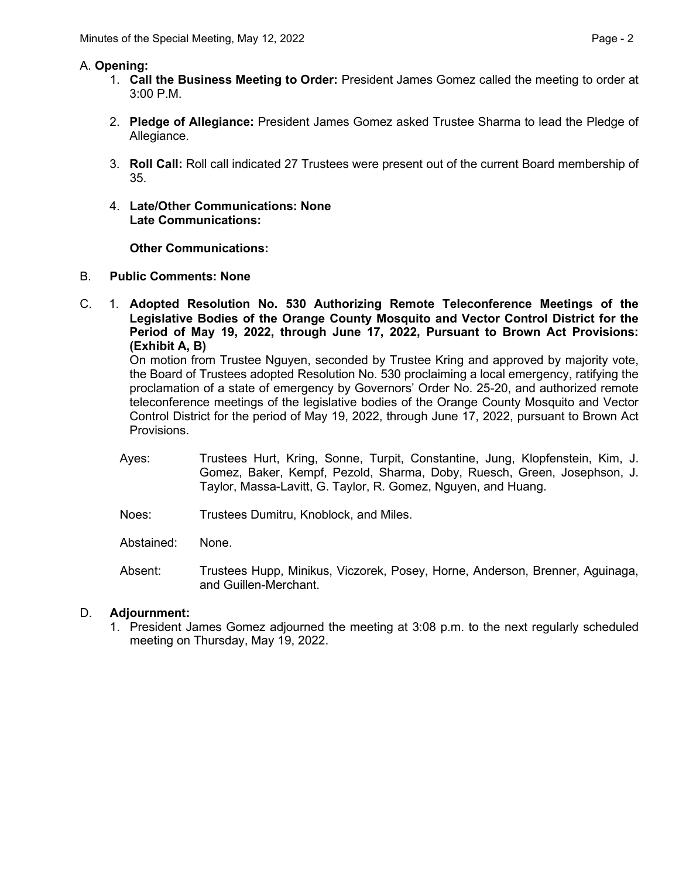A. **Opening:**

1. **Call the Business Meeting to Order:** President James Gomez called the meeting to order at 3:00 P.M.

2. **Pledge of Allegiance:** President James Gomez asked Trustee Sharma to lead the Pledge of Allegiance.

3. **Roll Call:** Roll call indicated 27 Trustees were present out of the current Board membership of 35.

4. **Late/Other Communications: None**
   **Late Communications:**

   **Other Communications:**

B. **Public Comments: None**

C. 1. **Adopted Resolution No. 530 Authorizing Remote Teleconference Meetings of the Legislative Bodies of the Orange County Mosquito and Vector Control District for the Period of May 19, 2022, through June 17, 2022, Pursuant to Brown Act Provisions: (Exhibit A, B)**

On motion from Trustee Nguyen, seconded by Trustee Kring and approved by majority vote, the Board of Trustees adopted Resolution No. 530 proclaiming a local emergency, ratifying the proclamation of a state of emergency by Governors' Order No. 25-20, and authorized remote teleconference meetings of the legislative bodies of the Orange County Mosquito and Vector Control District for the period of May 19, 2022, through June 17, 2022, pursuant to Brown Act Provisions.

Ayes: Trustees Hurt, Kring, Sonne, Turpit, Constantine, Jung, Klopfenstein, Kim, J. Gomez, Baker, Kempf, Pezold, Sharma, Doby, Ruesch, Green, Josephson, J. Taylor, Massa-Lavitt, G. Taylor, R. Gomez, Nguyen, and Huang.

Noes: Trustees Dumitru, Knoblock, and Miles.

Abstained: None.

Absent: Trustees Hupp, Minikus, Viczorek, Posey, Horne, Anderson, Brenner, Aguinaga, and Guillen-Merchant.

D. **Adjournment:**

1. President James Gomez adjourned the meeting at 3:08 p.m. to the next regularly scheduled meeting on Thursday, May 19, 2022.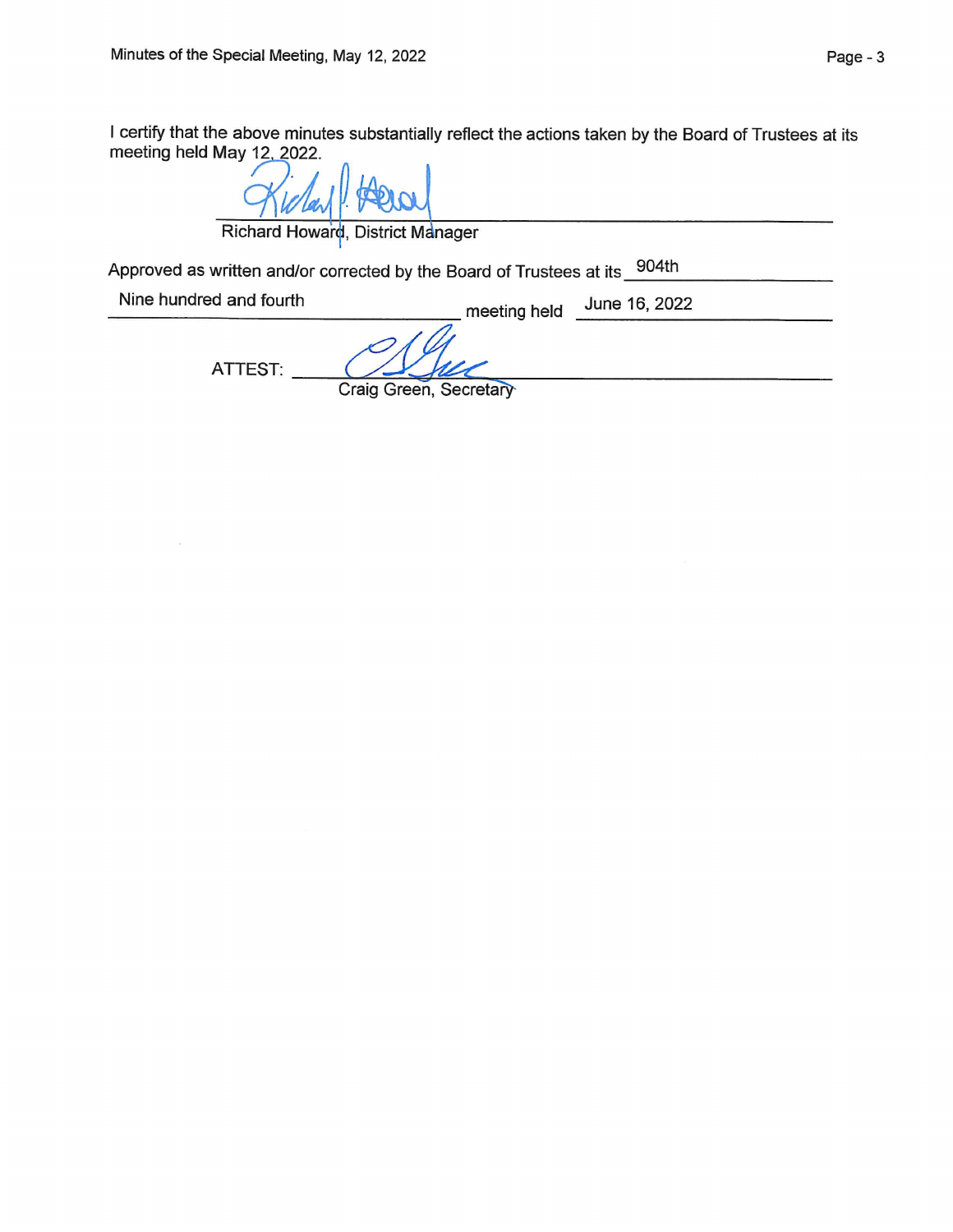I certify that the above minutes substantially reflect the actions taken by the Board of Trustees at its meeting held May 12, 2022.

Richard Howard, District Manager

Approved as written and/or corrected by the Board of Trustees at its 904th Nine hundred and fourth meeting held June 16, 2022

ATTEST: Craig Green, Secretary